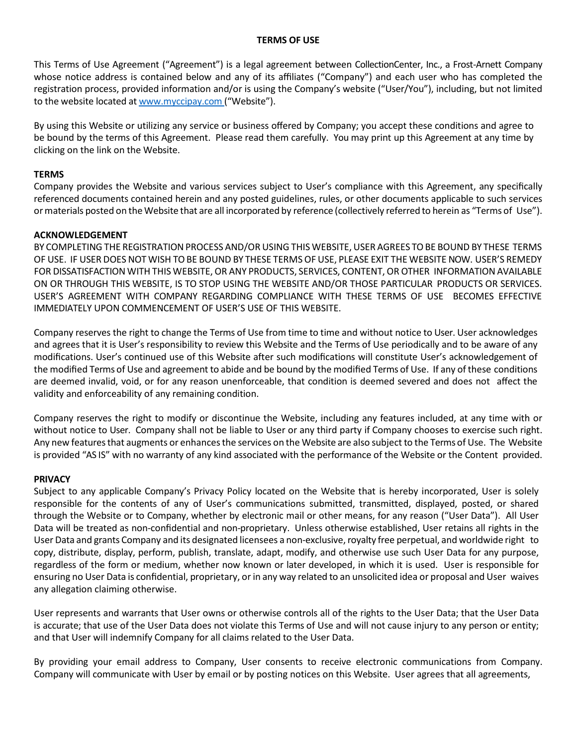# TERMS OF USE

This Terms of Use Agreement ("Agreement") is a legal agreement between CollectionCenter, Inc., a Frost-Arnett Company whose notice address is contained below and any of its affiliates ("Company") and each user who has completed the registration process, provided information and/or is using the Company's website ("User/You"), including, but not limited to the website located at [www.myccipay.com](http://www.myccipay.com) ("Website").

By using this Website or utilizing any service or business offered by Company; you accept these conditions and agree to be bound by the terms of this Agreement. Please read them carefully. You may print up this Agreement at any time by clicking on the link on the Website.

**TERMS**

Company provides the Website and various services subject to User's compliance with this Agreement, any specifically referenced documents contained herein and any posted guidelines, rules, or other documents applicable to such services or materials posted on the Website that are all incorporated by reference (collectively referred to herein as "Terms of Use").

**ACKNOWLEDGEMENT**

BY COMPLETING THE REGISTRATION PROCESS AND/OR USING THIS WEBSITE, USER AGREES TO BE BOUND BY THESE TERMS OF USE. IF USER DOES NOT WISH TO BE BOUND BY THESE TERMS OF USE, PLEASE EXIT THE WEBSITE NOW. USER'S REMEDY FOR DISSATISFACTION WITH THIS WEBSITE, OR ANY PRODUCTS, SERVICES, CONTENT, OR OTHER INFORMATION AVAILABLE ON OR THROUGH THIS WEBSITE, IS TO STOP USING THE WEBSITE AND/OR THOSE PARTICULAR PRODUCTS OR SERVICES. USER'S AGREEMENT WITH COMPANY REGARDING COMPLIANCE WITH THESE TERMS OF USE BECOMES EFFECTIVE IMMEDIATELY UPON COMMENCEMENT OF USER'S USE OF THIS WEBSITE.

Company reserves the right to change the Terms of Use from time to time and without notice to User. User acknowledges and agrees that it is User's responsibility to review this Website and the Terms of Use periodically and to be aware of any modifications. User's continued use of this Website after such modifications will constitute User's acknowledgement of the modified Terms of Use and agreement to abide and be bound by the modified Terms of Use. If any of these conditions are deemed invalid, void, or for any reason unenforceable, that condition is deemed severed and does not affect the validity and enforceability of any remaining condition.

Company reserves the right to modify or discontinue the Website, including any features included, at any time with or without notice to User. Company shall not be liable to User or any third party if Company chooses to exercise such right. Any new features that augments or enhances the services on the Website are also subject to the Terms of Use. The Website is provided "AS IS" with no warranty of any kind associated with the performance of the Website or the Content provided.

**PRIVACY**

Subject to any applicable Company's Privacy Policy located on the Website that is hereby incorporated, User is solely responsible for the contents of any of User's communications submitted, transmitted, displayed, posted, or shared through the Website or to Company, whether by electronic mail or other means, for any reason ("User Data"). All User Data will be treated as non-confidential and non-proprietary. Unless otherwise established, User retains all rights in the User Data and grants Company and its designated licensees a non-exclusive, royalty free perpetual, and worldwide right to copy, distribute, display, perform, publish, translate, adapt, modify, and otherwise use such User Data for any purpose, regardless of the form or medium, whether now known or later developed, in which it is used. User is responsible for ensuring no User Data is confidential, proprietary, or in any way related to an unsolicited idea or proposal and User waives any allegation claiming otherwise.

User represents and warrants that User owns or otherwise controls all of the rights to the User Data; that the User Data is accurate; that use of the User Data does not violate this Terms of Use and will not cause injury to any person or entity; and that User will indemnify Company for all claims related to the User Data.

By providing your email address to Company, User consents to receive electronic communications from Company. Company will communicate with User by email or by posting notices on this Website. User agrees that all agreements,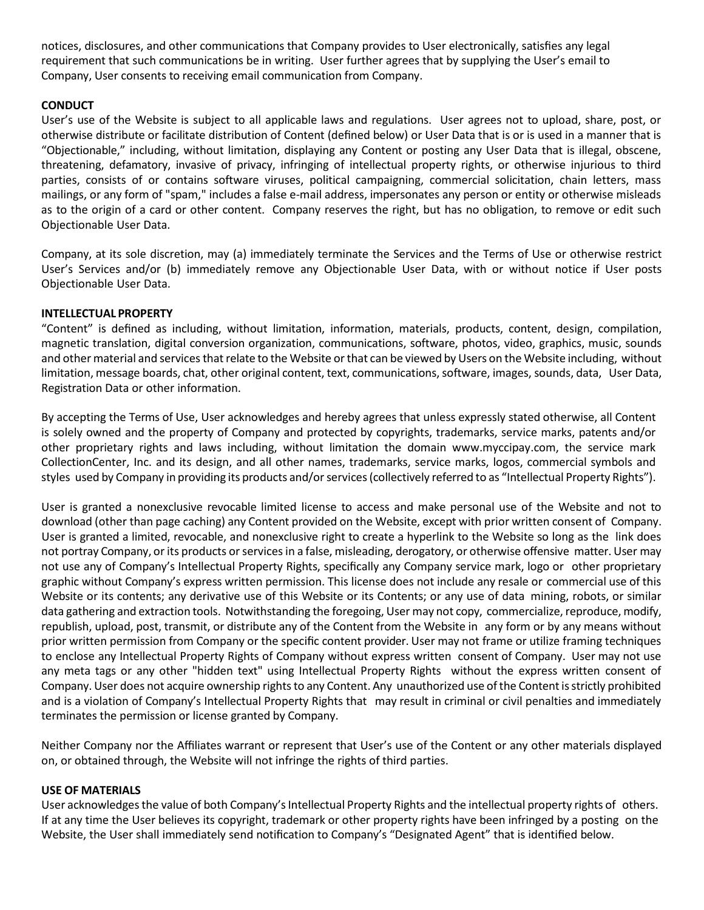notices, disclosures, and other communications that Company provides to User electronically, satisfies any legal requirement that such communications be in writing. User further agrees that by supplying the User's email to Company, User consents to receiving email communication from Company.

**CONDUCT**

User's use of the Website is subject to all applicable laws and regulations. User agrees not to upload, share, post, or otherwise distribute or facilitate distribution of Content (defined below) or User Data that is or is used in a manner that is "Objectionable," including, without limitation, displaying any Content or posting any User Data that is illegal, obscene, threatening, defamatory, invasive of privacy, infringing of intellectual property rights, or otherwise injurious to third parties, consists of or contains software viruses, political campaigning, commercial solicitation, chain letters, mass mailings, or any form of "spam," includes a false e-mail address, impersonates any person or entity or otherwise misleads as to the origin of a card or other content. Company reserves the right, but has no obligation, to remove or edit such Objectionable User Data.

Company, at its sole discretion, may (a) immediately terminate the Services and the Terms of Use or otherwise restrict User's Services and/or (b) immediately remove any Objectionable User Data, with or without notice if User posts Objectionable User Data.

**INTELLECTUAL PROPERTY**

"Content" is defined as including, without limitation, information, materials, products, content, design, compilation, magnetic translation, digital conversion organization, communications, software, photos, video, graphics, music, sounds and other material and services that relate to the Website or that can be viewed by Users on the Website including, without limitation, message boards, chat, other original content, text, communications, software, images, sounds, data, User Data, Registration Data or other information.

By accepting the Terms of Use, User acknowledges and hereby agrees that unless expressly stated otherwise, all Content is solely owned and the property of Company and protected by copyrights, trademarks, service marks, patents and/or other proprietary rights and laws including, without limitation the domain www.myccipay.com, the service mark CollectionCenter, Inc. and its design, and all other names, trademarks, service marks, logos, commercial symbols and styles used by Company in providing its products and/or services (collectively referred to as "Intellectual Property Rights").

User is granted a nonexclusive revocable limited license to access and make personal use of the Website and not to download (other than page caching) any Content provided on the Website, except with prior written consent of Company. User is granted a limited, revocable, and nonexclusive right to create a hyperlink to the Website so long as the link does not portray Company, or its products or services in a false, misleading, derogatory, or otherwise offensive matter. User may not use any of Company's Intellectual Property Rights, specifically any Company service mark, logo or other proprietary graphic without Company's express written permission. This license does not include any resale or commercial use of this Website or its contents; any derivative use of this Website or its Contents; or any use of data mining, robots, or similar data gathering and extraction tools. Notwithstanding the foregoing, User may not copy, commercialize, reproduce, modify, republish, upload, post, transmit, or distribute any of the Content from the Website in any form or by any means without prior written permission from Company or the specific content provider. User may not frame or utilize framing techniques to enclose any Intellectual Property Rights of Company without express written consent of Company. User may not use any meta tags or any other "hidden text" using Intellectual Property Rights without the express written consent of Company. User does not acquire ownership rights to any Content. Any unauthorized use of the Content is strictly prohibited and is a violation of Company's Intellectual Property Rights that may result in criminal or civil penalties and immediately terminates the permission or license granted by Company.

Neither Company nor the Affiliates warrant or represent that User's use of the Content or any other materials displayed on, or obtained through, the Website will not infringe the rights of third parties.

**USE OF MATERIALS**

User acknowledges the value of both Company's Intellectual Property Rights and the intellectual property rights of others. If at any time the User believes its copyright, trademark or other property rights have been infringed by a posting on the Website, the User shall immediately send notification to Company's "Designated Agent" that is identified below.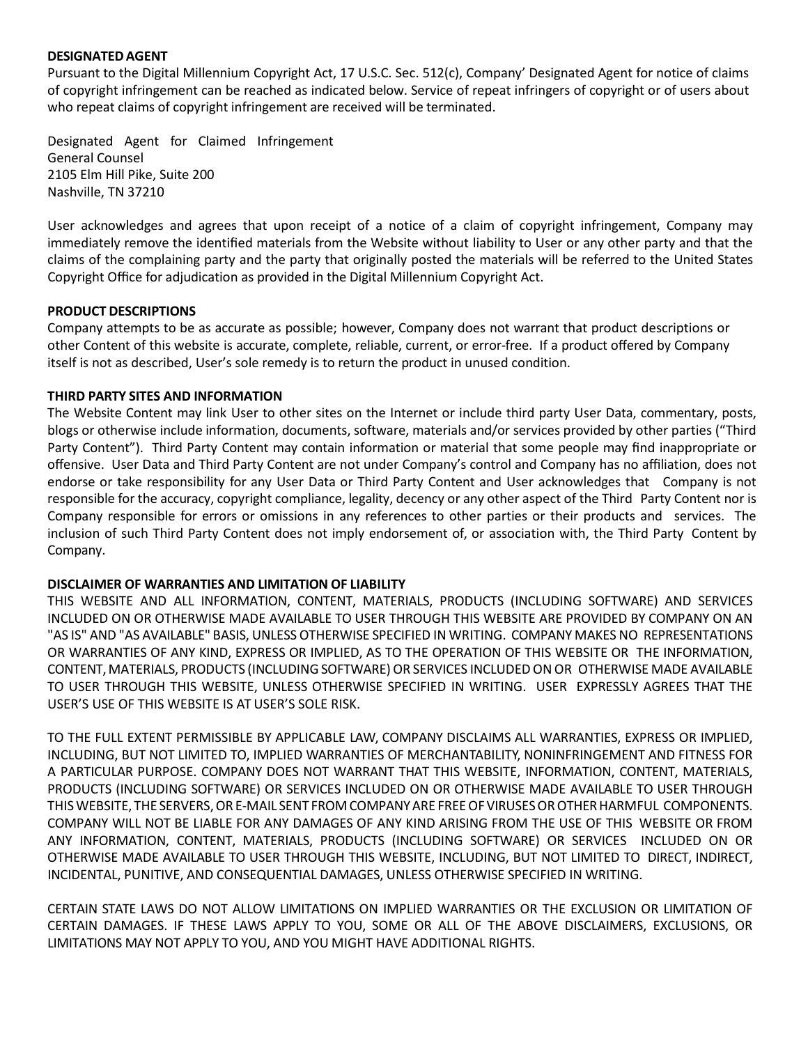**DESIGNATED AGENT**

Pursuant to the Digital Millennium Copyright Act, 17 U.S.C. Sec. 512(c), Company' Designated Agent for notice of claims of copyright infringement can be reached as indicated below. Service of repeat infringers of copyright or of users about who repeat claims of copyright infringement are received will be terminated.

Designated Agent for Claimed Infringement
General Counsel
2105 Elm Hill Pike, Suite 200
Nashville, TN 37210

User acknowledges and agrees that upon receipt of a notice of a claim of copyright infringement, Company may immediately remove the identified materials from the Website without liability to User or any other party and that the claims of the complaining party and the party that originally posted the materials will be referred to the United States Copyright Office for adjudication as provided in the Digital Millennium Copyright Act.

**PRODUCT DESCRIPTIONS**

Company attempts to be as accurate as possible; however, Company does not warrant that product descriptions or other Content of this website is accurate, complete, reliable, current, or error-free. If a product offered by Company itself is not as described, User's sole remedy is to return the product in unused condition.

**THIRD PARTY SITES AND INFORMATION**

The Website Content may link User to other sites on the Internet or include third party User Data, commentary, posts, blogs or otherwise include information, documents, software, materials and/or services provided by other parties ("Third Party Content"). Third Party Content may contain information or material that some people may find inappropriate or offensive. User Data and Third Party Content are not under Company's control and Company has no affiliation, does not endorse or take responsibility for any User Data or Third Party Content and User acknowledges that Company is not responsible for the accuracy, copyright compliance, legality, decency or any other aspect of the Third Party Content nor is Company responsible for errors or omissions in any references to other parties or their products and services. The inclusion of such Third Party Content does not imply endorsement of, or association with, the Third Party Content by Company.

**DISCLAIMER OF WARRANTIES AND LIMITATION OF LIABILITY**

THIS WEBSITE AND ALL INFORMATION, CONTENT, MATERIALS, PRODUCTS (INCLUDING SOFTWARE) AND SERVICES INCLUDED ON OR OTHERWISE MADE AVAILABLE TO USER THROUGH THIS WEBSITE ARE PROVIDED BY COMPANY ON AN "AS IS" AND "AS AVAILABLE" BASIS, UNLESS OTHERWISE SPECIFIED IN WRITING. COMPANY MAKES NO REPRESENTATIONS OR WARRANTIES OF ANY KIND, EXPRESS OR IMPLIED, AS TO THE OPERATION OF THIS WEBSITE OR THE INFORMATION, CONTENT, MATERIALS, PRODUCTS (INCLUDING SOFTWARE) OR SERVICES INCLUDED ON OR OTHERWISE MADE AVAILABLE TO USER THROUGH THIS WEBSITE, UNLESS OTHERWISE SPECIFIED IN WRITING. USER EXPRESSLY AGREES THAT THE USER'S USE OF THIS WEBSITE IS AT USER'S SOLE RISK.

TO THE FULL EXTENT PERMISSIBLE BY APPLICABLE LAW, COMPANY DISCLAIMS ALL WARRANTIES, EXPRESS OR IMPLIED, INCLUDING, BUT NOT LIMITED TO, IMPLIED WARRANTIES OF MERCHANTABILITY, NONINFRINGEMENT AND FITNESS FOR A PARTICULAR PURPOSE. COMPANY DOES NOT WARRANT THAT THIS WEBSITE, INFORMATION, CONTENT, MATERIALS, PRODUCTS (INCLUDING SOFTWARE) OR SERVICES INCLUDED ON OR OTHERWISE MADE AVAILABLE TO USER THROUGH THIS WEBSITE, THE SERVERS, OR E-MAIL SENT FROM COMPANY ARE FREE OF VIRUSES OR OTHER HARMFUL COMPONENTS. COMPANY WILL NOT BE LIABLE FOR ANY DAMAGES OF ANY KIND ARISING FROM THE USE OF THIS WEBSITE OR FROM ANY INFORMATION, CONTENT, MATERIALS, PRODUCTS (INCLUDING SOFTWARE) OR SERVICES INCLUDED ON OR OTHERWISE MADE AVAILABLE TO USER THROUGH THIS WEBSITE, INCLUDING, BUT NOT LIMITED TO DIRECT, INDIRECT, INCIDENTAL, PUNITIVE, AND CONSEQUENTIAL DAMAGES, UNLESS OTHERWISE SPECIFIED IN WRITING.

CERTAIN STATE LAWS DO NOT ALLOW LIMITATIONS ON IMPLIED WARRANTIES OR THE EXCLUSION OR LIMITATION OF CERTAIN DAMAGES. IF THESE LAWS APPLY TO YOU, SOME OR ALL OF THE ABOVE DISCLAIMERS, EXCLUSIONS, OR LIMITATIONS MAY NOT APPLY TO YOU, AND YOU MIGHT HAVE ADDITIONAL RIGHTS.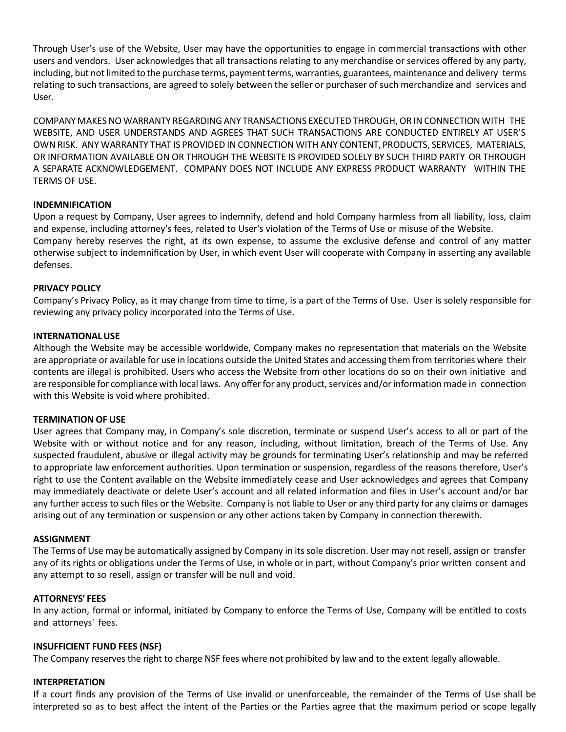Through User's use of the Website, User may have the opportunities to engage in commercial transactions with other users and vendors. User acknowledges that all transactions relating to any merchandise or services offered by any party, including, but not limited to the purchase terms, payment terms, warranties, guarantees, maintenance and delivery terms relating to such transactions, are agreed to solely between the seller or purchaser of such merchandize and services and User.

COMPANY MAKES NO WARRANTY REGARDING ANY TRANSACTIONS EXECUTED THROUGH, OR IN CONNECTION WITH THE WEBSITE, AND USER UNDERSTANDS AND AGREES THAT SUCH TRANSACTIONS ARE CONDUCTED ENTIRELY AT USER'S OWN RISK. ANY WARRANTY THAT IS PROVIDED IN CONNECTION WITH ANY CONTENT, PRODUCTS, SERVICES, MATERIALS, OR INFORMATION AVAILABLE ON OR THROUGH THE WEBSITE IS PROVIDED SOLELY BY SUCH THIRD PARTY OR THROUGH A SEPARATE ACKNOWLEDGEMENT. COMPANY DOES NOT INCLUDE ANY EXPRESS PRODUCT WARRANTY WITHIN THE TERMS OF USE.

**INDEMNIFICATION**

Upon a request by Company, User agrees to indemnify, defend and hold Company harmless from all liability, loss, claim and expense, including attorney's fees, related to User's violation of the Terms of Use or misuse of the Website. Company hereby reserves the right, at its own expense, to assume the exclusive defense and control of any matter otherwise subject to indemnification by User, in which event User will cooperate with Company in asserting any available defenses.

**PRIVACY POLICY**

Company's Privacy Policy, as it may change from time to time, is a part of the Terms of Use. User is solely responsible for reviewing any privacy policy incorporated into the Terms of Use.

**INTERNATIONAL USE**

Although the Website may be accessible worldwide, Company makes no representation that materials on the Website are appropriate or available for use in locations outside the United States and accessing them from territories where their contents are illegal is prohibited. Users who access the Website from other locations do so on their own initiative and are responsible for compliance with local laws. Any offer for any product, services and/or information made in connection with this Website is void where prohibited.

**TERMINATION OF USE**

User agrees that Company may, in Company's sole discretion, terminate or suspend User's access to all or part of the Website with or without notice and for any reason, including, without limitation, breach of the Terms of Use. Any suspected fraudulent, abusive or illegal activity may be grounds for terminating User's relationship and may be referred to appropriate law enforcement authorities. Upon termination or suspension, regardless of the reasons therefore, User's right to use the Content available on the Website immediately cease and User acknowledges and agrees that Company may immediately deactivate or delete User's account and all related information and files in User's account and/or bar any further access to such files or the Website. Company is not liable to User or any third party for any claims or damages arising out of any termination or suspension or any other actions taken by Company in connection therewith.

**ASSIGNMENT**

The Terms of Use may be automatically assigned by Company in its sole discretion. User may not resell, assign or transfer any of its rights or obligations under the Terms of Use, in whole or in part, without Company's prior written consent and any attempt to so resell, assign or transfer will be null and void.

**ATTORNEYS' FEES**

In any action, formal or informal, initiated by Company to enforce the Terms of Use, Company will be entitled to costs and attorneys' fees.

**INSUFFICIENT FUND FEES (NSF)**

The Company reserves the right to charge NSF fees where not prohibited by law and to the extent legally allowable.

**INTERPRETATION**

If a court finds any provision of the Terms of Use invalid or unenforceable, the remainder of the Terms of Use shall be interpreted so as to best affect the intent of the Parties or the Parties agree that the maximum period or scope legally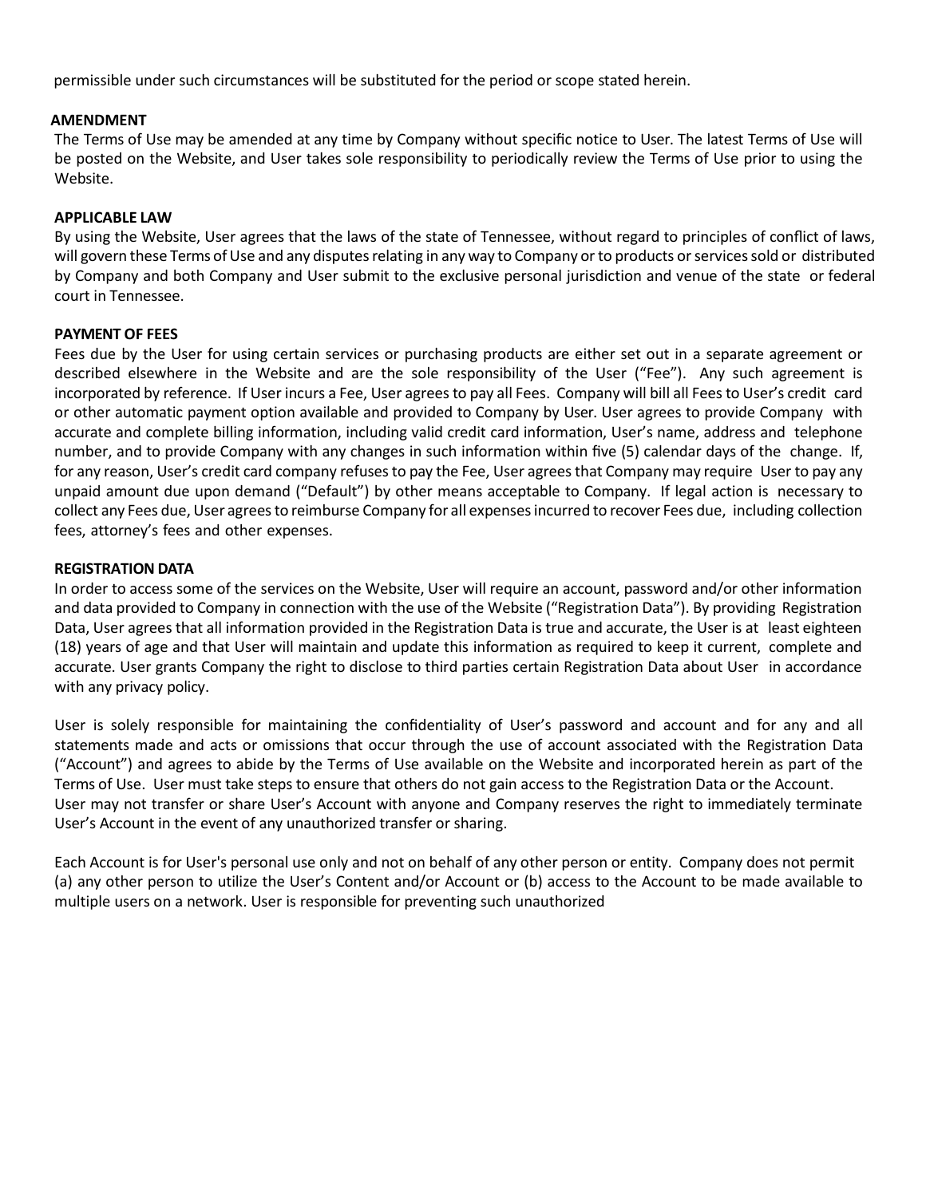permissible under such circumstances will be substituted for the period or scope stated herein.

**AMENDMENT**

The Terms of Use may be amended at any time by Company without specific notice to User. The latest Terms of Use will be posted on the Website, and User takes sole responsibility to periodically review the Terms of Use prior to using the Website.

**APPLICABLE LAW**

By using the Website, User agrees that the laws of the state of Tennessee, without regard to principles of conflict of laws, will govern these Terms of Use and any disputes relating in any way to Company or to products or services sold or distributed by Company and both Company and User submit to the exclusive personal jurisdiction and venue of the state or federal court in Tennessee.

**PAYMENT OF FEES**

Fees due by the User for using certain services or purchasing products are either set out in a separate agreement or described elsewhere in the Website and are the sole responsibility of the User ("Fee"). Any such agreement is incorporated by reference. If User incurs a Fee, User agrees to pay all Fees. Company will bill all Fees to User's credit card or other automatic payment option available and provided to Company by User. User agrees to provide Company with accurate and complete billing information, including valid credit card information, User's name, address and telephone number, and to provide Company with any changes in such information within five (5) calendar days of the change. If, for any reason, User's credit card company refuses to pay the Fee, User agrees that Company may require User to pay any unpaid amount due upon demand ("Default") by other means acceptable to Company. If legal action is necessary to collect any Fees due, User agrees to reimburse Company for all expenses incurred to recover Fees due, including collection fees, attorney's fees and other expenses.

**REGISTRATION DATA**

In order to access some of the services on the Website, User will require an account, password and/or other information and data provided to Company in connection with the use of the Website ("Registration Data"). By providing Registration Data, User agrees that all information provided in the Registration Data is true and accurate, the User is at least eighteen (18) years of age and that User will maintain and update this information as required to keep it current, complete and accurate. User grants Company the right to disclose to third parties certain Registration Data about User in accordance with any privacy policy.

User is solely responsible for maintaining the confidentiality of User's password and account and for any and all statements made and acts or omissions that occur through the use of account associated with the Registration Data ("Account") and agrees to abide by the Terms of Use available on the Website and incorporated herein as part of the Terms of Use. User must take steps to ensure that others do not gain access to the Registration Data or the Account. User may not transfer or share User's Account with anyone and Company reserves the right to immediately terminate User's Account in the event of any unauthorized transfer or sharing.

Each Account is for User's personal use only and not on behalf of any other person or entity. Company does not permit (a) any other person to utilize the User's Content and/or Account or (b) access to the Account to be made available to multiple users on a network. User is responsible for preventing such unauthorized